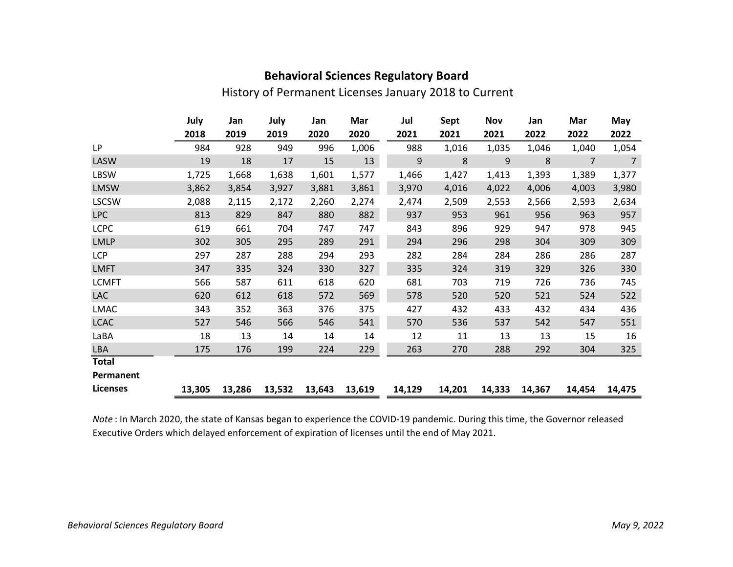## Behavioral Sciences Regulatory Board

History of Permanent Licenses January 2018 to Current

| | July 2018 | Jan 2019 | July 2019 | Jan 2020 | Mar 2020 | Jul 2021 | Sept 2021 | Nov 2021 | Jan 2022 | Mar 2022 | May 2022 |
|---|---|---|---|---|---|---|---|---|---|---|---|
| LP | 984 | 928 | 949 | 996 | 1,006 | 988 | 1,016 | 1,035 | 1,046 | 1,040 | 1,054 |
| LASW | 19 | 18 | 17 | 15 | 13 | 9 | 8 | 9 | 8 | 7 | 7 |
| LBSW | 1,725 | 1,668 | 1,638 | 1,601 | 1,577 | 1,466 | 1,427 | 1,413 | 1,393 | 1,389 | 1,377 |
| LMSW | 3,862 | 3,854 | 3,927 | 3,881 | 3,861 | 3,970 | 4,016 | 4,022 | 4,006 | 4,003 | 3,980 |
| LSCSW | 2,088 | 2,115 | 2,172 | 2,260 | 2,274 | 2,474 | 2,509 | 2,553 | 2,566 | 2,593 | 2,634 |
| LPC | 813 | 829 | 847 | 880 | 882 | 937 | 953 | 961 | 956 | 963 | 957 |
| LCPC | 619 | 661 | 704 | 747 | 747 | 843 | 896 | 929 | 947 | 978 | 945 |
| LMLP | 302 | 305 | 295 | 289 | 291 | 294 | 296 | 298 | 304 | 309 | 309 |
| LCP | 297 | 287 | 288 | 294 | 293 | 282 | 284 | 284 | 286 | 286 | 287 |
| LMFT | 347 | 335 | 324 | 330 | 327 | 335 | 324 | 319 | 329 | 326 | 330 |
| LCMFT | 566 | 587 | 611 | 618 | 620 | 681 | 703 | 719 | 726 | 736 | 745 |
| LAC | 620 | 612 | 618 | 572 | 569 | 578 | 520 | 520 | 521 | 524 | 522 |
| LMAC | 343 | 352 | 363 | 376 | 375 | 427 | 432 | 433 | 432 | 434 | 436 |
| LCAC | 527 | 546 | 566 | 546 | 541 | 570 | 536 | 537 | 542 | 547 | 551 |
| LaBA | 18 | 13 | 14 | 14 | 14 | 12 | 11 | 13 | 13 | 15 | 16 |
| LBA | 175 | 176 | 199 | 224 | 229 | 263 | 270 | 288 | 292 | 304 | 325 |
| **Total Permanent Licenses** | **13,305** | **13,286** | **13,532** | **13,643** | **13,619** | **14,129** | **14,201** | **14,333** | **14,367** | **14,454** | **14,475** |

*Note* : In March 2020, the state of Kansas began to experience the COVID-19 pandemic. During this time, the Governor released Executive Orders which delayed enforcement of expiration of licenses until the end of May 2021.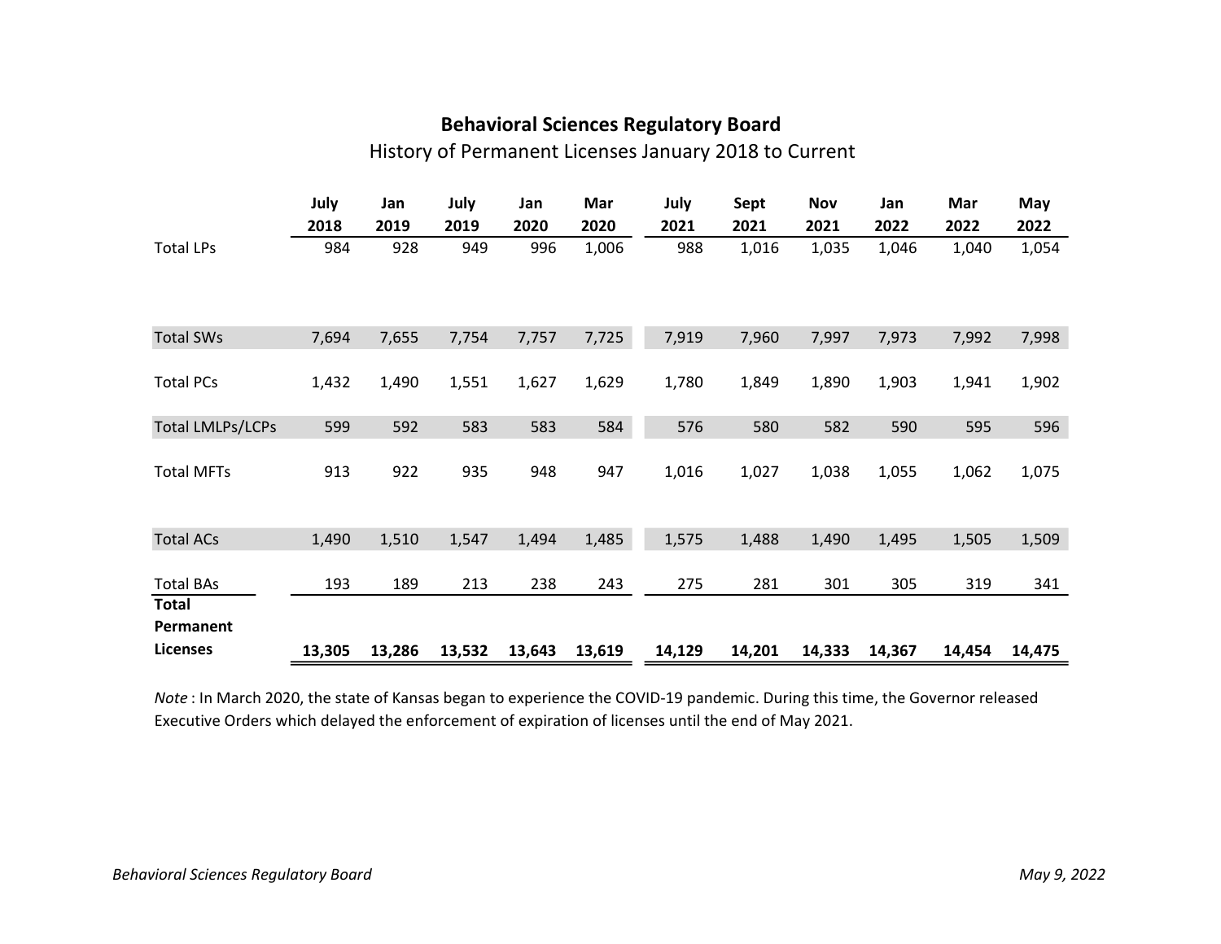**Behavioral Sciences Regulatory Board**

History of Permanent Licenses January 2018 to Current

| | July 2018 | Jan 2019 | July 2019 | Jan 2020 | Mar 2020 | July 2021 | Sept 2021 | Nov 2021 | Jan 2022 | Mar 2022 | May 2022 |
|---|---|---|---|---|---|---|---|---|---|---|---|
| Total LPs | 984 | 928 | 949 | 996 | 1,006 | 988 | 1,016 | 1,035 | 1,046 | 1,040 | 1,054 |
| Total SWs | 7,694 | 7,655 | 7,754 | 7,757 | 7,725 | 7,919 | 7,960 | 7,997 | 7,973 | 7,992 | 7,998 |
| Total PCs | 1,432 | 1,490 | 1,551 | 1,627 | 1,629 | 1,780 | 1,849 | 1,890 | 1,903 | 1,941 | 1,902 |
| Total LMLPs/LCPs | 599 | 592 | 583 | 583 | 584 | 576 | 580 | 582 | 590 | 595 | 596 |
| Total MFTs | 913 | 922 | 935 | 948 | 947 | 1,016 | 1,027 | 1,038 | 1,055 | 1,062 | 1,075 |
| Total ACs | 1,490 | 1,510 | 1,547 | 1,494 | 1,485 | 1,575 | 1,488 | 1,490 | 1,495 | 1,505 | 1,509 |
| Total BAs | 193 | 189 | 213 | 238 | 243 | 275 | 281 | 301 | 305 | 319 | 341 |
| **Total Permanent Licenses** | **13,305** | **13,286** | **13,532** | **13,643** | **13,619** | **14,129** | **14,201** | **14,333** | **14,367** | **14,454** | **14,475** |

*Note* : In March 2020, the state of Kansas began to experience the COVID-19 pandemic. During this time, the Governor released Executive Orders which delayed the enforcement of expiration of licenses until the end of May 2021.